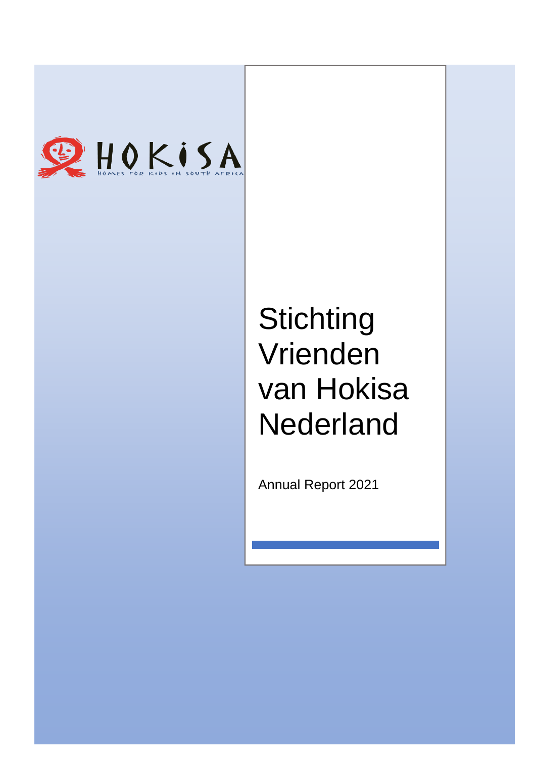HOKISA

HOMES FOR KIDS IN SOUTH AFRICA

# Stichting Vrienden van Hokisa Nederland

Annual Report 2021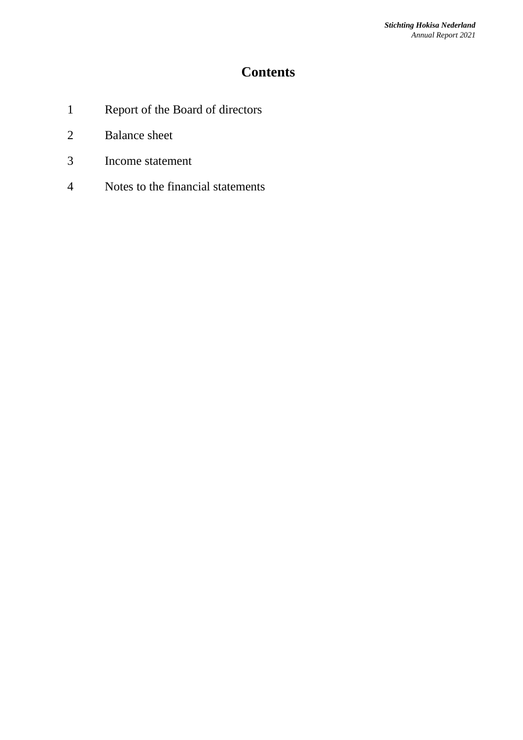# Contents

1 Report of the Board of directors

2 Balance sheet

3 Income statement

4 Notes to the financial statements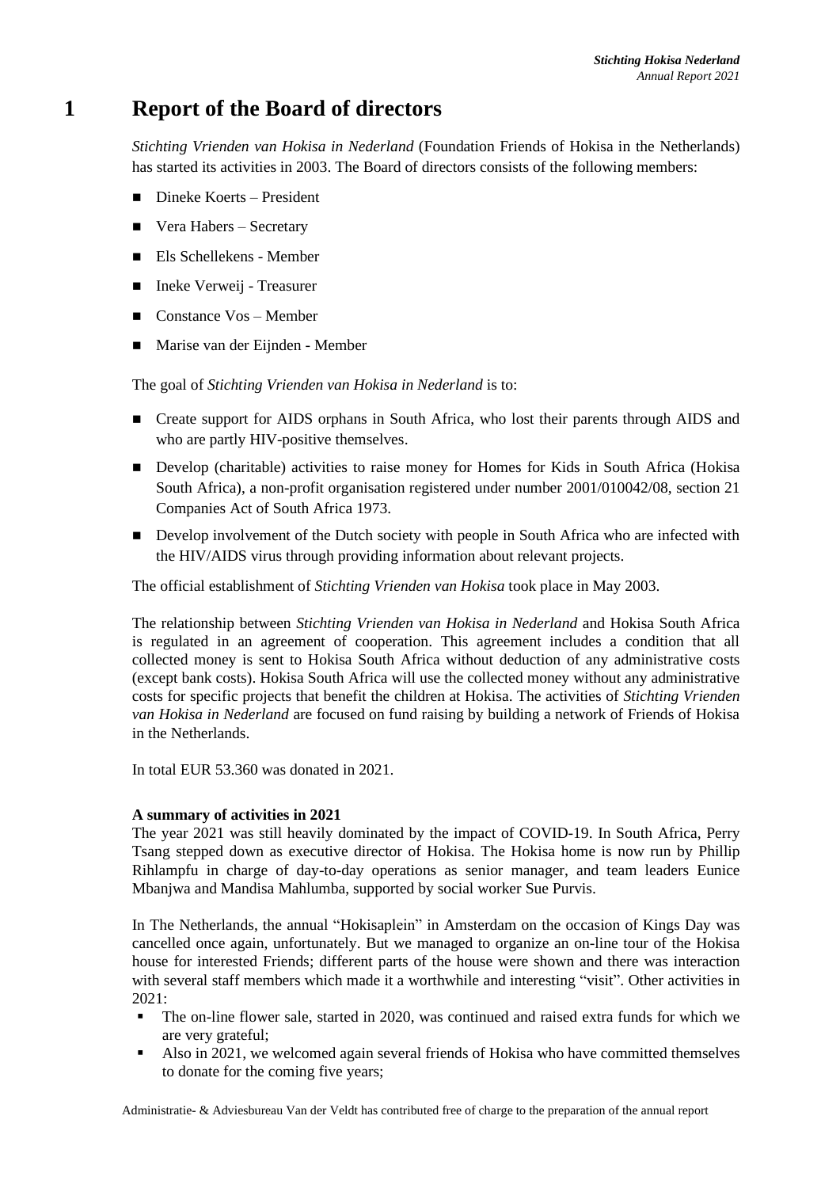# 1 Report of the Board of directors

*Stichting Vrienden van Hokisa in Nederland* (Foundation Friends of Hokisa in the Netherlands) has started its activities in 2003. The Board of directors consists of the following members:

- Dineke Koerts – President
- Vera Habers – Secretary
- Els Schellekens - Member
- Ineke Verweij - Treasurer
- Constance Vos – Member
- Marise van der Eijnden - Member

The goal of *Stichting Vrienden van Hokisa in Nederland* is to:

- Create support for AIDS orphans in South Africa, who lost their parents through AIDS and who are partly HIV-positive themselves.
- Develop (charitable) activities to raise money for Homes for Kids in South Africa (Hokisa South Africa), a non-profit organisation registered under number 2001/010042/08, section 21 Companies Act of South Africa 1973.
- Develop involvement of the Dutch society with people in South Africa who are infected with the HIV/AIDS virus through providing information about relevant projects.

The official establishment of *Stichting Vrienden van Hokisa* took place in May 2003.

The relationship between *Stichting Vrienden van Hokisa in Nederland* and Hokisa South Africa is regulated in an agreement of cooperation. This agreement includes a condition that all collected money is sent to Hokisa South Africa without deduction of any administrative costs (except bank costs). Hokisa South Africa will use the collected money without any administrative costs for specific projects that benefit the children at Hokisa. The activities of *Stichting Vrienden van Hokisa in Nederland* are focused on fund raising by building a network of Friends of Hokisa in the Netherlands.

In total EUR 53.360 was donated in 2021.

**A summary of activities in 2021**

The year 2021 was still heavily dominated by the impact of COVID-19. In South Africa, Perry Tsang stepped down as executive director of Hokisa. The Hokisa home is now run by Phillip Rihlampfu in charge of day-to-day operations as senior manager, and team leaders Eunice Mbanjwa and Mandisa Mahlumba, supported by social worker Sue Purvis.

In The Netherlands, the annual "Hokisaplein" in Amsterdam on the occasion of Kings Day was cancelled once again, unfortunately. But we managed to organize an on-line tour of the Hokisa house for interested Friends; different parts of the house were shown and there was interaction with several staff members which made it a worthwhile and interesting "visit". Other activities in 2021:

- The on-line flower sale, started in 2020, was continued and raised extra funds for which we are very grateful;
- Also in 2021, we welcomed again several friends of Hokisa who have committed themselves to donate for the coming five years;

Administratie- & Adviesbureau Van der Veldt has contributed free of charge to the preparation of the annual report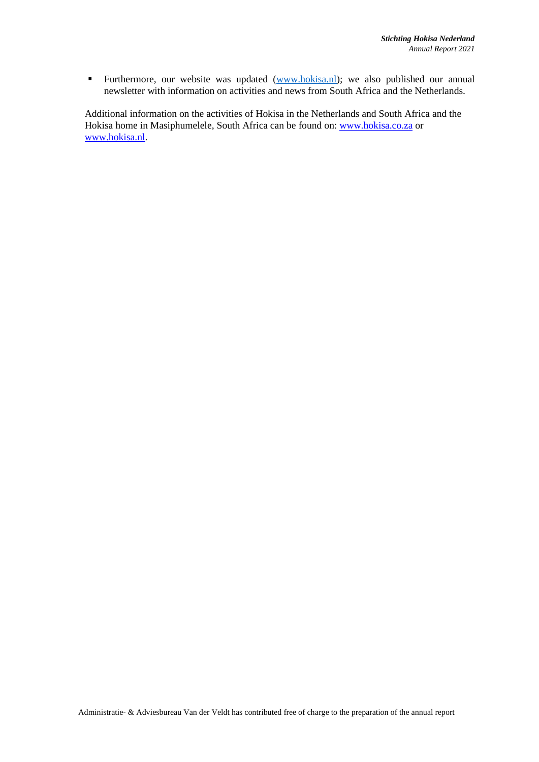- Furthermore, our website was updated (www.hokisa.nl); we also published our annual newsletter with information on activities and news from South Africa and the Netherlands.

Additional information on the activities of Hokisa in the Netherlands and South Africa and the Hokisa home in Masiphumelele, South Africa can be found on: www.hokisa.co.za or www.hokisa.nl.

Administratie- & Adviesbureau Van der Veldt has contributed free of charge to the preparation of the annual report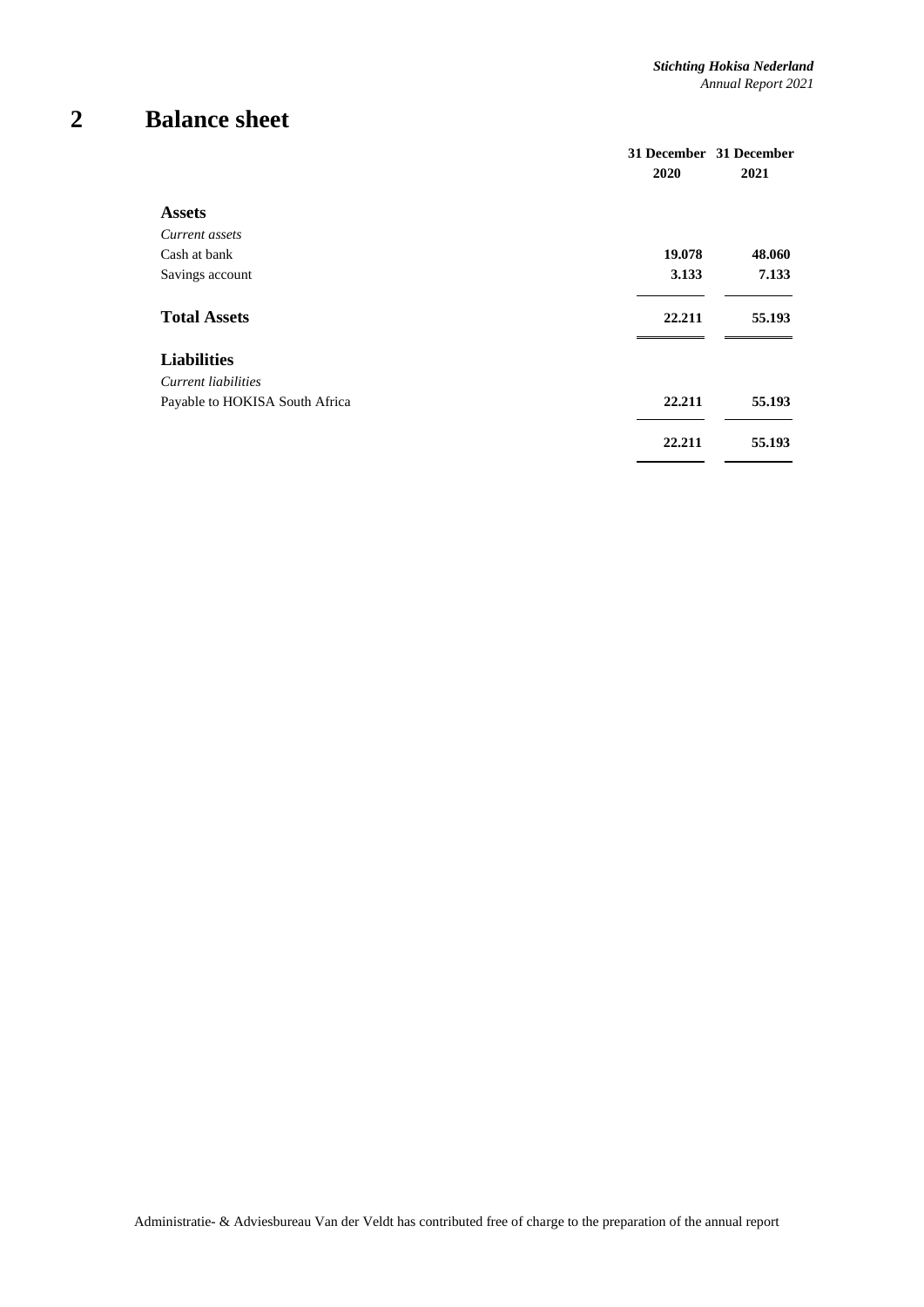# 2 Balance sheet

| | 31 December 2020 | 31 December 2021 |
|---|---|---|
| **Assets** | | |
| *Current assets* | | |
| Cash at bank | **19.078** | **48.060** |
| Savings account | **3.133** | **7.133** |
| **Total Assets** | **22.211** | **55.193** |
| **Liabilities** | | |
| *Current liabilities* | | |
| Payable to HOKISA South Africa | **22.211** | **55.193** |
| | **22.211** | **55.193** |

Administratie- & Adviesbureau Van der Veldt has contributed free of charge to the preparation of the annual report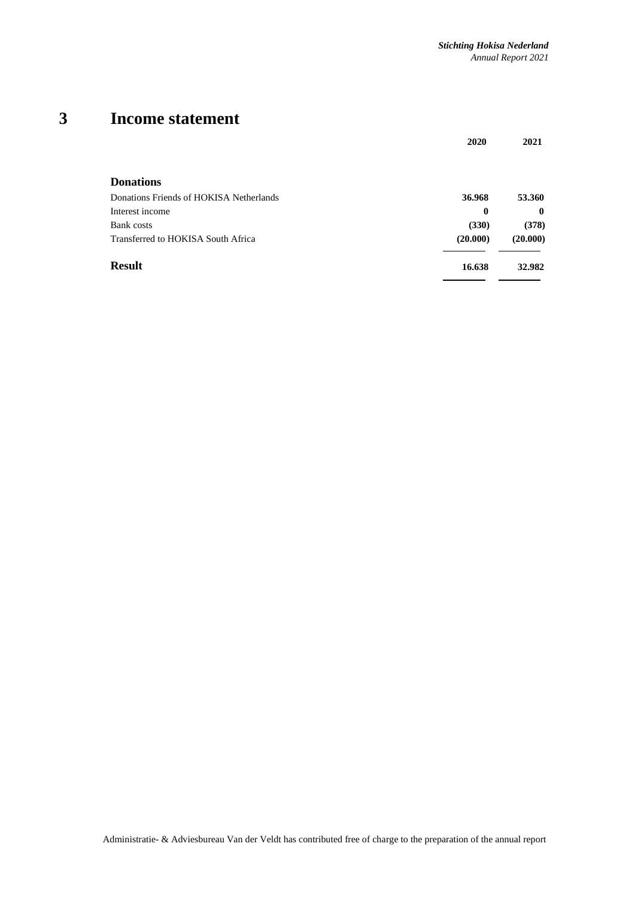# 3 Income statement

| | 2020 | 2021 |
|---|---|---|
| **Donations** | | |
| Donations Friends of HOKISA Netherlands | **36.968** | **53.360** |
| Interest income | **0** | **0** |
| Bank costs | **(330)** | **(378)** |
| Transferred to HOKISA South Africa | **(20.000)** | **(20.000)** |
| **Result** | **16.638** | **32.982** |

Administratie- & Adviesbureau Van der Veldt has contributed free of charge to the preparation of the annual report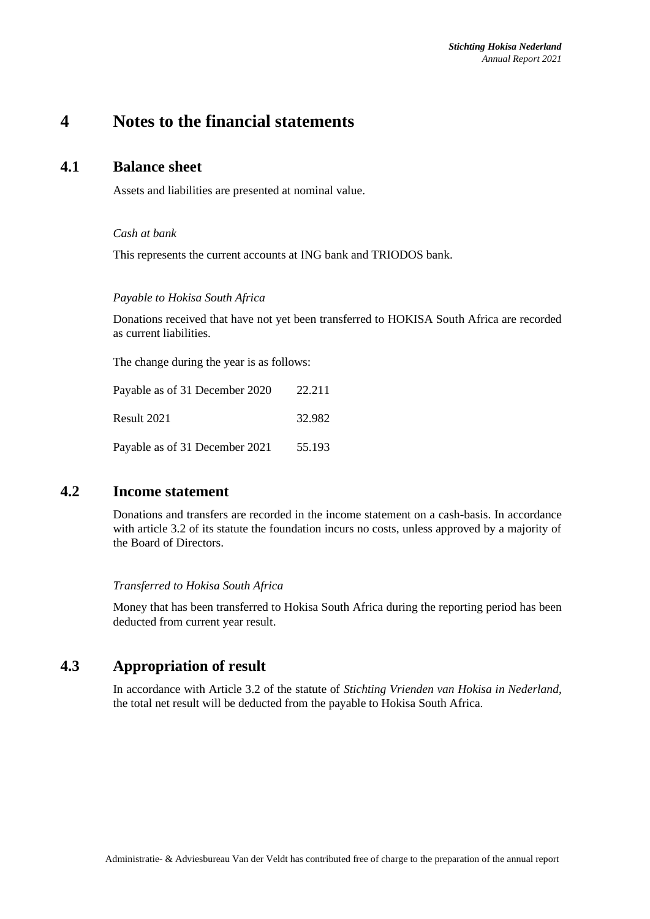# 4 Notes to the financial statements

## 4.1 Balance sheet

Assets and liabilities are presented at nominal value.

*Cash at bank*

This represents the current accounts at ING bank and TRIODOS bank.

*Payable to Hokisa South Africa*

Donations received that have not yet been transferred to HOKISA South Africa are recorded as current liabilities.

The change during the year is as follows:

| | |
|---|---|
| Payable as of 31 December 2020 | 22.211 |
| Result 2021 | 32.982 |
| Payable as of 31 December 2021 | 55.193 |

## 4.2 Income statement

Donations and transfers are recorded in the income statement on a cash-basis. In accordance with article 3.2 of its statute the foundation incurs no costs, unless approved by a majority of the Board of Directors.

*Transferred to Hokisa South Africa*

Money that has been transferred to Hokisa South Africa during the reporting period has been deducted from current year result.

## 4.3 Appropriation of result

In accordance with Article 3.2 of the statute of *Stichting Vrienden van Hokisa in Nederland*, the total net result will be deducted from the payable to Hokisa South Africa.

Administratie- & Adviesbureau Van der Veldt has contributed free of charge to the preparation of the annual report